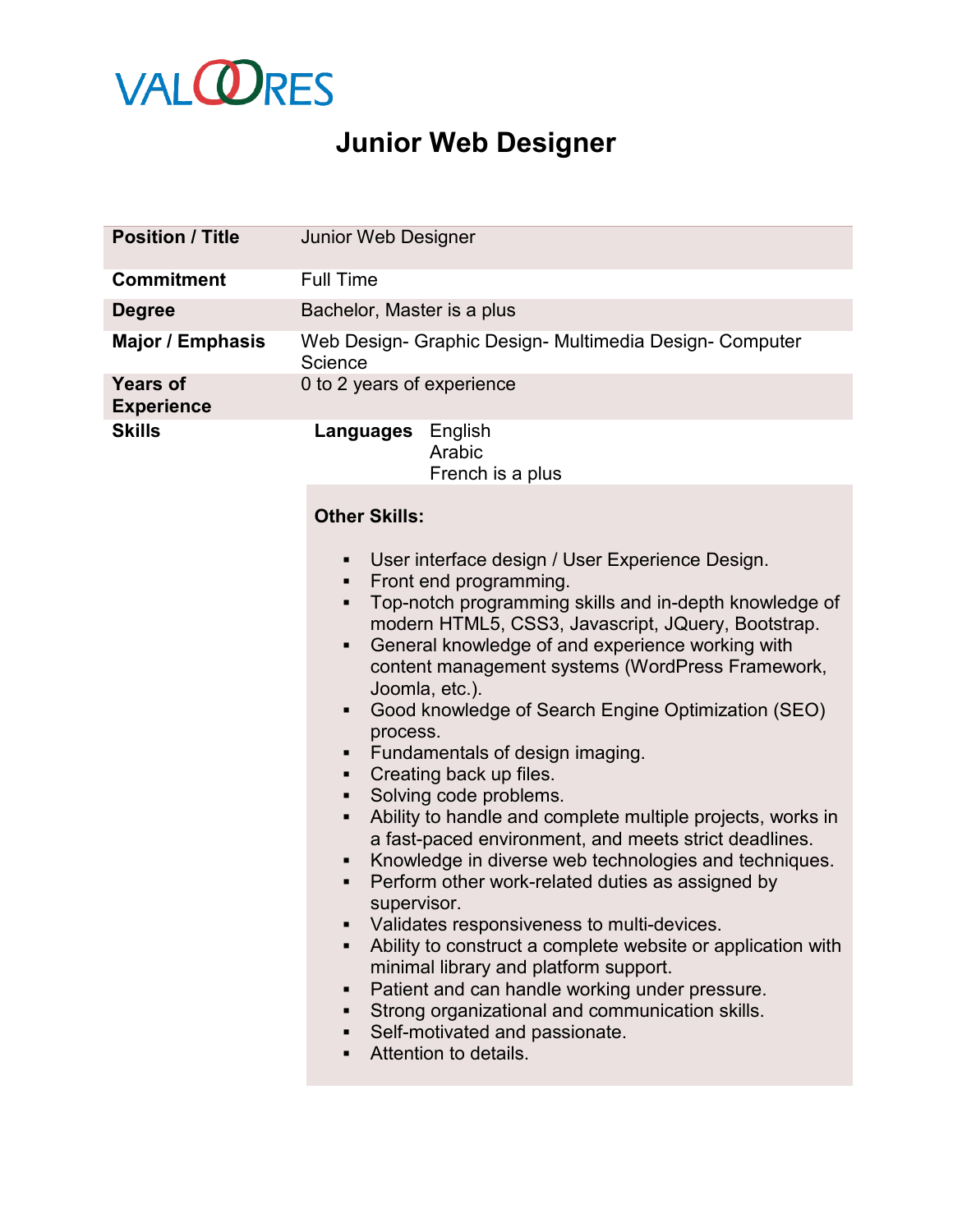VALOORES

# Junior Web Designer

| | |
|---|---|
| **Position / Title** | Junior Web Designer |
| **Commitment** | Full Time |
| **Degree** | Bachelor, Master is a plus |
| **Major / Emphasis** | Web Design- Graphic Design- Multimedia Design- Computer Science |
| **Years of Experience** | 0 to 2 years of experience |
| **Skills** | **Languages** English, Arabic, French is a plus |

**Other Skills:**

- User interface design / User Experience Design.
- Front end programming.
- Top-notch programming skills and in-depth knowledge of modern HTML5, CSS3, Javascript, JQuery, Bootstrap.
- General knowledge of and experience working with content management systems (WordPress Framework, Joomla, etc.).
- Good knowledge of Search Engine Optimization (SEO) process.
- Fundamentals of design imaging.
- Creating back up files.
- Solving code problems.
- Ability to handle and complete multiple projects, works in a fast-paced environment, and meets strict deadlines.
- Knowledge in diverse web technologies and techniques.
- Perform other work-related duties as assigned by supervisor.
- Validates responsiveness to multi-devices.
- Ability to construct a complete website or application with minimal library and platform support.
- Patient and can handle working under pressure.
- Strong organizational and communication skills.
- Self-motivated and passionate.
- Attention to details.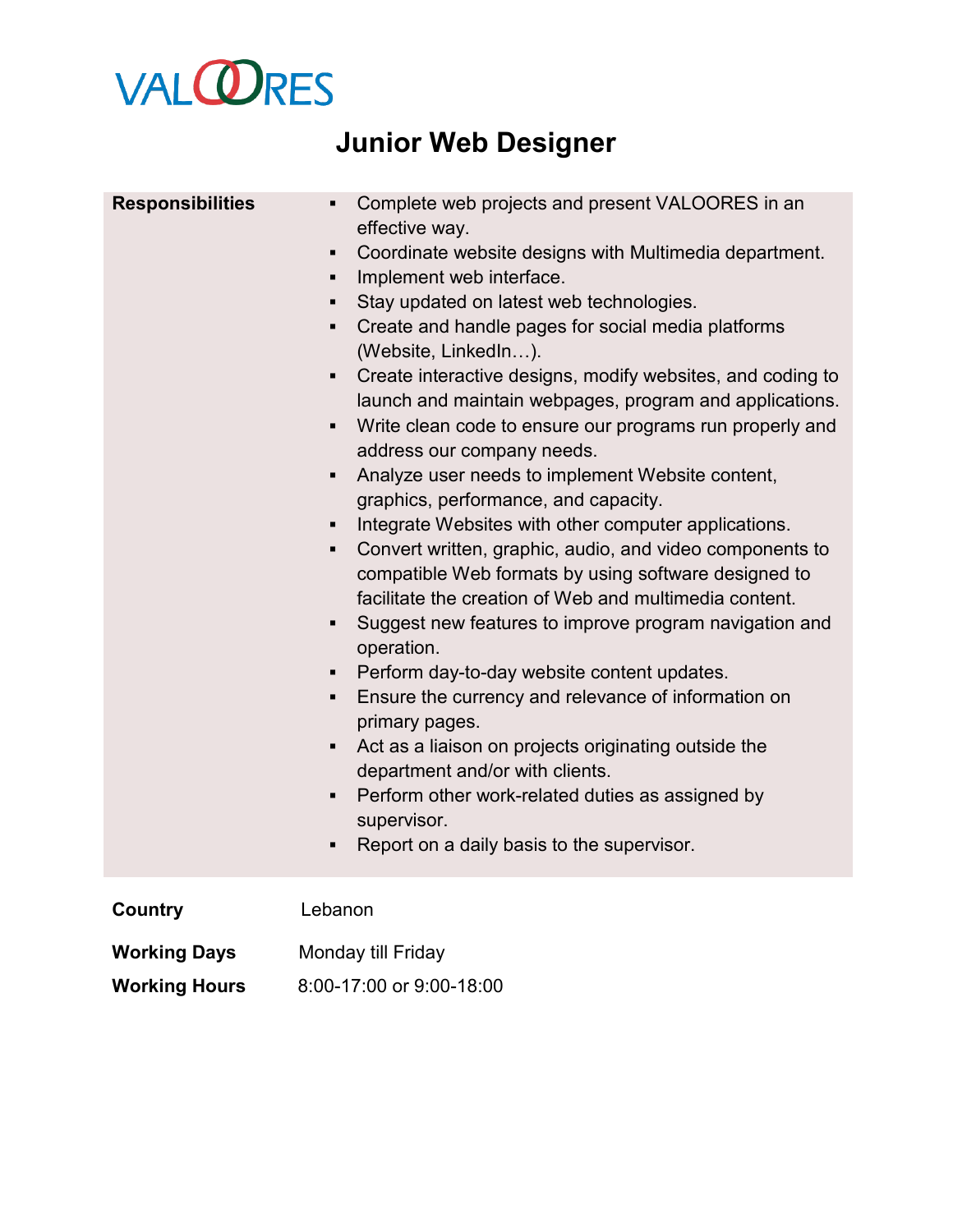VALOORES

# Junior Web Designer

**Responsibilities**

- Complete web projects and present VALOORES in an effective way.
- Coordinate website designs with Multimedia department.
- Implement web interface.
- Stay updated on latest web technologies.
- Create and handle pages for social media platforms (Website, LinkedIn…).
- Create interactive designs, modify websites, and coding to launch and maintain webpages, program and applications.
- Write clean code to ensure our programs run properly and address our company needs.
- Analyze user needs to implement Website content, graphics, performance, and capacity.
- Integrate Websites with other computer applications.
- Convert written, graphic, audio, and video components to compatible Web formats by using software designed to facilitate the creation of Web and multimedia content.
- Suggest new features to improve program navigation and operation.
- Perform day-to-day website content updates.
- Ensure the currency and relevance of information on primary pages.
- Act as a liaison on projects originating outside the department and/or with clients.
- Perform other work-related duties as assigned by supervisor.
- Report on a daily basis to the supervisor.

**Country** Lebanon

**Working Days** Monday till Friday

**Working Hours** 8:00-17:00 or 9:00-18:00